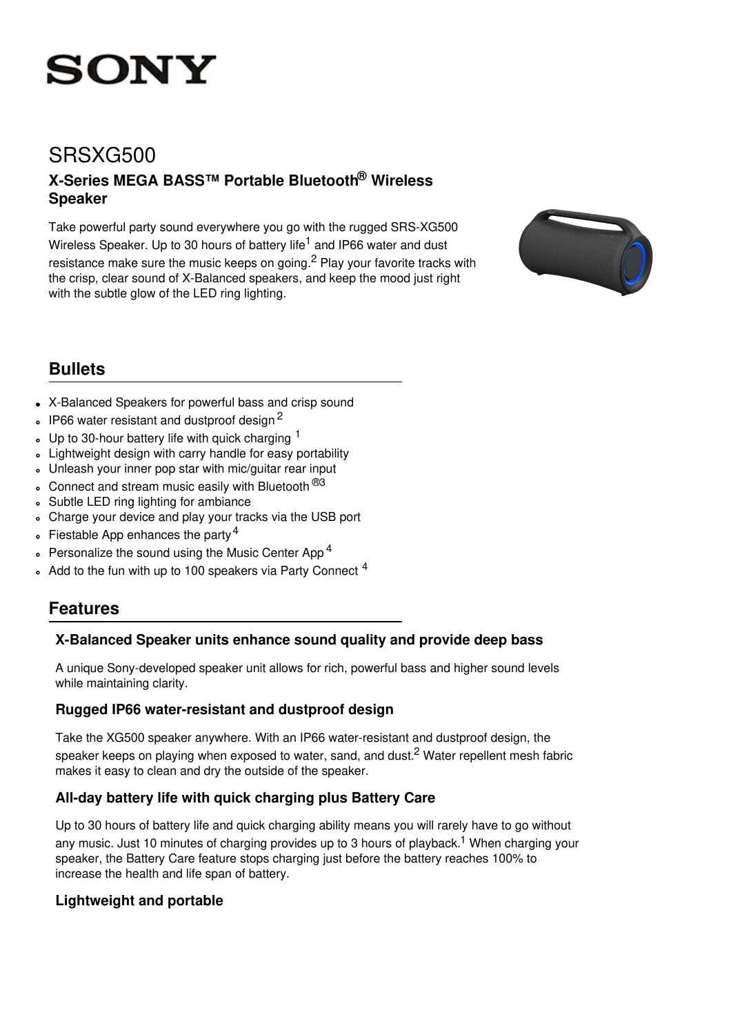SONY

# SRSXG500

## X-Series MEGA BASS™ Portable Bluetooth® Wireless Speaker

Take powerful party sound everywhere you go with the rugged SRS-XG500 Wireless Speaker. Up to 30 hours of battery life[1] and IP66 water and dust resistance make sure the music keeps on going.[2] Play your favorite tracks with the crisp, clear sound of X-Balanced speakers, and keep the mood just right with the subtle glow of the LED ring lighting.

## Bullets

- X-Balanced Speakers for powerful bass and crisp sound
- IP66 water resistant and dustproof design [2]
- Up to 30-hour battery life with quick charging [1]
- Lightweight design with carry handle for easy portability
- Unleash your inner pop star with mic/guitar rear input
- Connect and stream music easily with Bluetooth ®[3]
- Subtle LED ring lighting for ambiance
- Charge your device and play your tracks via the USB port
- Fiestable App enhances the party [4]
- Personalize the sound using the Music Center App [4]
- Add to the fun with up to 100 speakers via Party Connect [4]

## Features

### X-Balanced Speaker units enhance sound quality and provide deep bass

A unique Sony-developed speaker unit allows for rich, powerful bass and higher sound levels while maintaining clarity.

### Rugged IP66 water-resistant and dustproof design

Take the XG500 speaker anywhere. With an IP66 water-resistant and dustproof design, the speaker keeps on playing when exposed to water, sand, and dust.[2] Water repellent mesh fabric makes it easy to clean and dry the outside of the speaker.

### All-day battery life with quick charging plus Battery Care

Up to 30 hours of battery life and quick charging ability means you will rarely have to go without any music. Just 10 minutes of charging provides up to 3 hours of playback.[1] When charging your speaker, the Battery Care feature stops charging just before the battery reaches 100% to increase the health and life span of battery.

### Lightweight and portable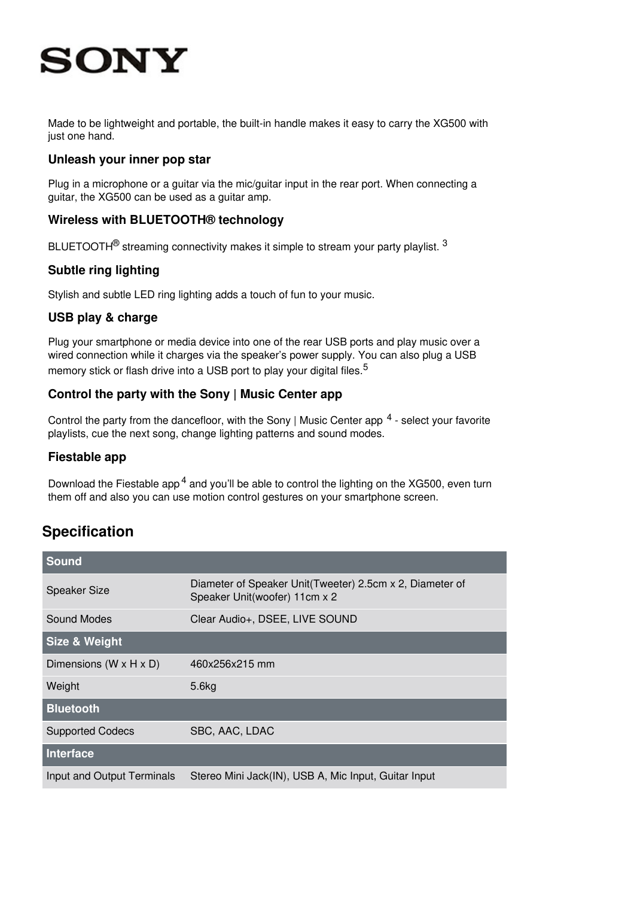Made to be lightweight and portable, the built-in handle makes it easy to carry the XG500 with just one hand.

### Unleash your inner pop star

Plug in a microphone or a guitar via the mic/guitar input in the rear port. When connecting a guitar, the XG500 can be used as a guitar amp.

### Wireless with BLUETOOTH® technology

BLUETOOTH® streaming connectivity makes it simple to stream your party playlist. [3]

### Subtle ring lighting

Stylish and subtle LED ring lighting adds a touch of fun to your music.

### USB play & charge

Plug your smartphone or media device into one of the rear USB ports and play music over a wired connection while it charges via the speaker's power supply. You can also plug a USB memory stick or flash drive into a USB port to play your digital files.[5]

### Control the party with the Sony | Music Center app

Control the party from the dancefloor, with the Sony | Music Center app [4] - select your favorite playlists, cue the next song, change lighting patterns and sound modes.

### Fiestable app

Download the Fiestable app [4] and you'll be able to control the lighting on the XG500, even turn them off and also you can use motion control gestures on your smartphone screen.

## Specification

| **Sound** | |
|---|---|
| Speaker Size | Diameter of Speaker Unit(Tweeter) 2.5cm x 2, Diameter of Speaker Unit(woofer) 11cm x 2 |
| Sound Modes | Clear Audio+, DSEE, LIVE SOUND |
| **Size & Weight** | |
| Dimensions (W x H x D) | 460x256x215 mm |
| Weight | 5.6kg |
| **Bluetooth** | |
| Supported Codecs | SBC, AAC, LDAC |
| **Interface** | |
| Input and Output Terminals | Stereo Mini Jack(IN), USB A, Mic Input, Guitar Input |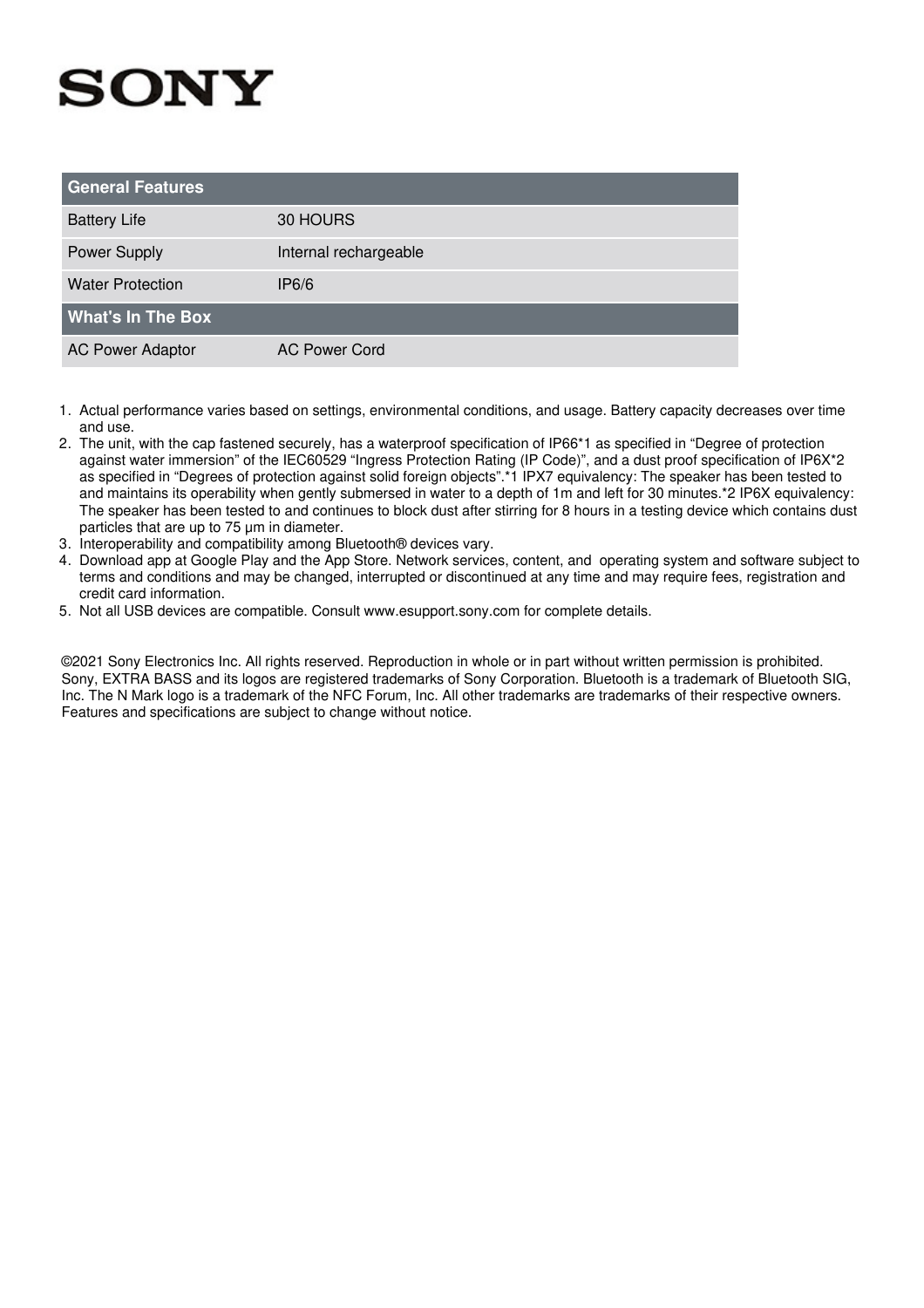SONY

| General Features | |
| --- | --- |
| Battery Life | 30 HOURS |
| Power Supply | Internal rechargeable |
| Water Protection | IP6/6 |
| **What's In The Box** | |
| AC Power Adaptor | AC Power Cord |

1. Actual performance varies based on settings, environmental conditions, and usage. Battery capacity decreases over time and use.
2. The unit, with the cap fastened securely, has a waterproof specification of IP66*1 as specified in "Degree of protection against water immersion" of the IEC60529 "Ingress Protection Rating (IP Code)", and a dust proof specification of IP6X*2 as specified in "Degrees of protection against solid foreign objects".*1 IPX7 equivalency: The speaker has been tested to and maintains its operability when gently submersed in water to a depth of 1m and left for 30 minutes.*2 IP6X equivalency: The speaker has been tested to and continues to block dust after stirring for 8 hours in a testing device which contains dust particles that are up to 75 μm in diameter.
3. Interoperability and compatibility among Bluetooth® devices vary.
4. Download app at Google Play and the App Store. Network services, content, and operating system and software subject to terms and conditions and may be changed, interrupted or discontinued at any time and may require fees, registration and credit card information.
5. Not all USB devices are compatible. Consult www.esupport.sony.com for complete details.

©2021 Sony Electronics Inc. All rights reserved. Reproduction in whole or in part without written permission is prohibited. Sony, EXTRA BASS and its logos are registered trademarks of Sony Corporation. Bluetooth is a trademark of Bluetooth SIG, Inc. The N Mark logo is a trademark of the NFC Forum, Inc. All other trademarks are trademarks of their respective owners. Features and specifications are subject to change without notice.